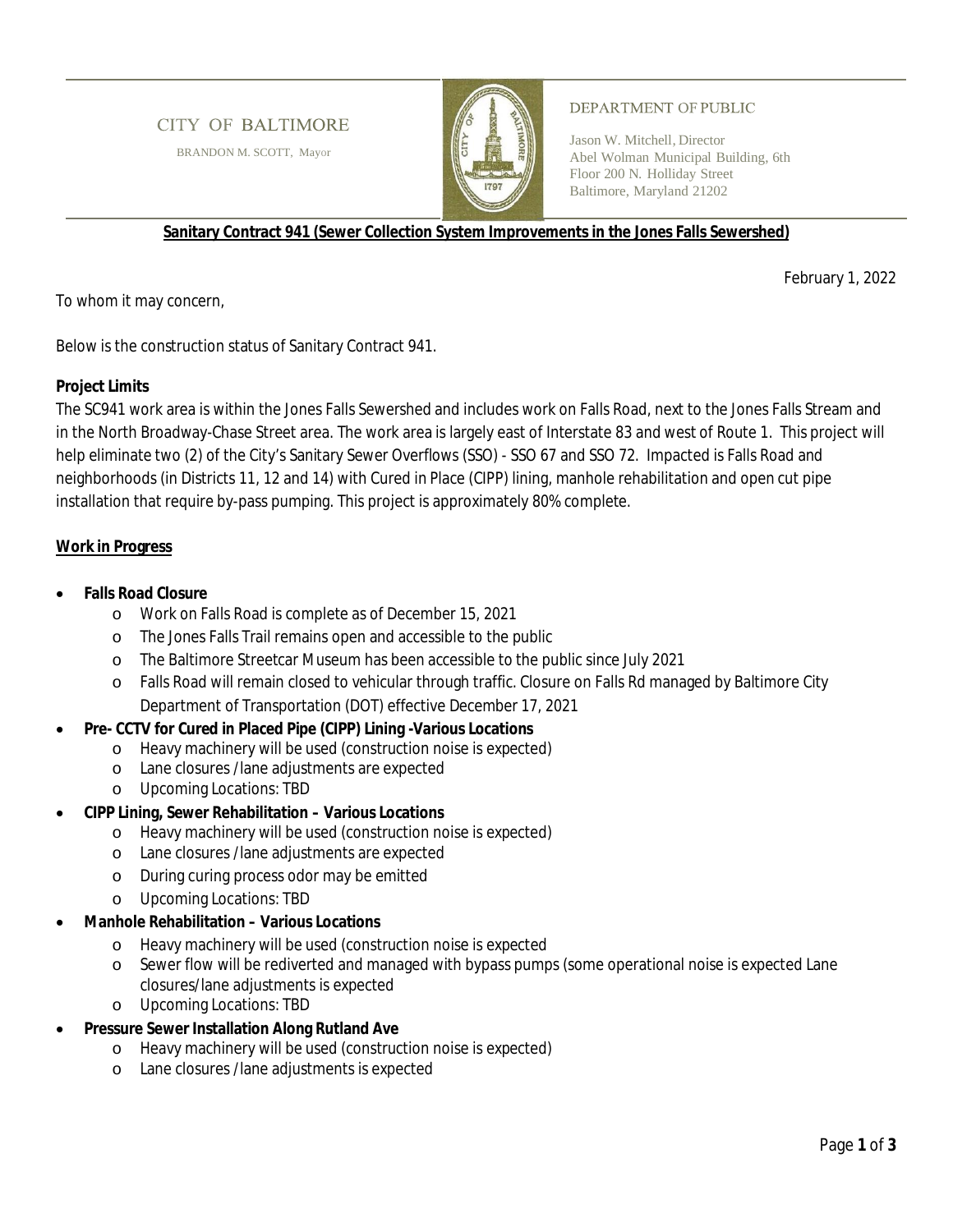CITY OF BALTIMORE

BRANDON M. SCOTT, Mayor

DEPARTMENT OF PUBLIC

Jason W. Mitchell, Director
Abel Wolman Municipal Building, 6th Floor 200 N. Holliday Street
Baltimore, Maryland 21202

**Sanitary Contract 941 (Sewer Collection System Improvements in the Jones Falls Sewershed)**

February 1, 2022

To whom it may concern,

Below is the construction status of Sanitary Contract 941.

**Project Limits**

The SC941 work area is within the Jones Falls Sewershed and includes work on Falls Road, next to the Jones Falls Stream and in the North Broadway-Chase Street area. The work area is largely east of Interstate 83 and west of Route 1. This project will help eliminate two (2) of the City's Sanitary Sewer Overflows (SSO) - SSO 67 and SSO 72. Impacted is Falls Road and neighborhoods (in Districts 11, 12 and 14) with Cured in Place (CIPP) lining, manhole rehabilitation and open cut pipe installation that require by-pass pumping. This project is approximately 80% complete.

**Work in Progress**

- **Falls Road Closure**
  - Work on Falls Road is complete as of December 15, 2021
  - The Jones Falls Trail remains open and accessible to the public
  - The Baltimore Streetcar Museum has been accessible to the public since July 2021
  - Falls Road will remain closed to vehicular through traffic. Closure on Falls Rd managed by Baltimore City Department of Transportation (DOT) effective December 17, 2021
- **Pre- CCTV for Cured in Placed Pipe (CIPP) Lining -Various Locations**
  - Heavy machinery will be used (construction noise is expected)
  - Lane closures /lane adjustments are expected
  - Upcoming Locations: TBD
- **CIPP Lining, Sewer Rehabilitation – Various Locations**
  - Heavy machinery will be used (construction noise is expected)
  - Lane closures /lane adjustments are expected
  - During curing process odor may be emitted
  - Upcoming Locations: TBD
- **Manhole Rehabilitation – Various Locations**
  - Heavy machinery will be used (construction noise is expected
  - Sewer flow will be rediverted and managed with bypass pumps (some operational noise is expected Lane closures/lane adjustments is expected
  - Upcoming Locations: TBD
- **Pressure Sewer Installation Along Rutland Ave**
  - Heavy machinery will be used (construction noise is expected)
  - Lane closures /lane adjustments is expected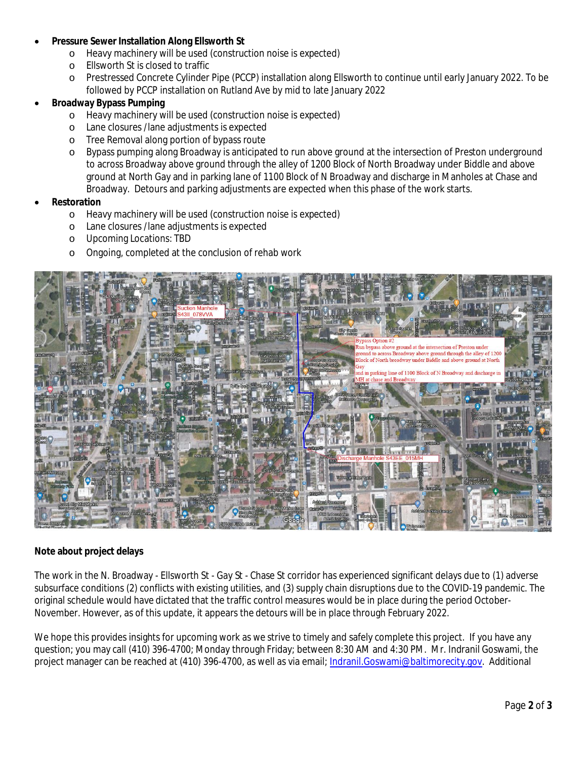- **Pressure Sewer Installation Along Ellsworth St**
  - Heavy machinery will be used (construction noise is expected)
  - Ellsworth St is closed to traffic
  - Prestressed Concrete Cylinder Pipe (PCCP) installation along Ellsworth to continue until early January 2022. To be followed by PCCP installation on Rutland Ave by mid to late January 2022
- **Broadway Bypass Pumping**
  - Heavy machinery will be used (construction noise is expected)
  - Lane closures / lane adjustments is expected
  - Tree Removal along portion of bypass route
  - Bypass pumping along Broadway is anticipated to run above ground at the intersection of Preston underground to across Broadway above ground through the alley of 1200 Block of North Broadway under Biddle and above ground at North Gay and in parking lane of 1100 Block of N Broadway and discharge in Manholes at Chase and Broadway. Detours and parking adjustments are expected when this phase of the work starts.
- **Restoration**
  - Heavy machinery will be used (construction noise is expected)
  - Lane closures / lane adjustments is expected
  - Upcoming Locations: TBD
  - Ongoing, completed at the conclusion of rehab work

**Note about project delays**

The work in the N. Broadway - Ellsworth St - Gay St - Chase St corridor has experienced significant delays due to (1) adverse subsurface conditions (2) conflicts with existing utilities, and (3) supply chain disruptions due to the COVID-19 pandemic. The original schedule would have dictated that the traffic control measures would be in place during the period October-November. However, as of this update, it appears the detours will be in place through February 2022.

We hope this provides insights for upcoming work as we strive to timely and safely complete this project. If you have any question; you may call (410) 396-4700; Monday through Friday; between 8:30 AM and 4:30 PM. Mr. Indranil Goswami, the project manager can be reached at (410) 396-4700, as well as via email; Indranil.Goswami@baltimorecity.gov. Additional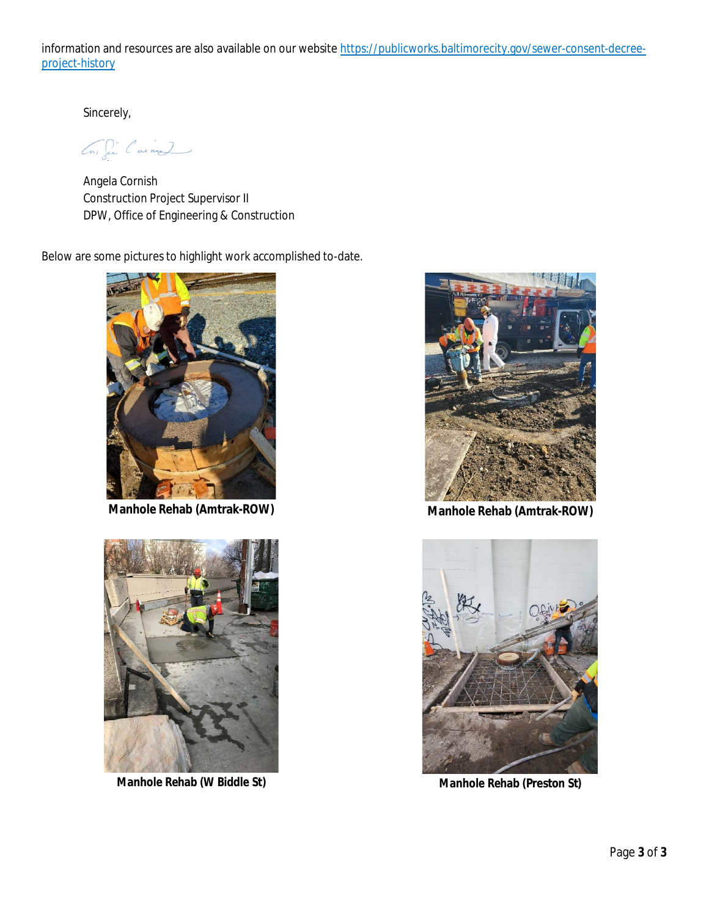information and resources are also available on our website [https://publicworks.baltimorecity.gov/sewer-consent-decree-project-history](https://publicworks.baltimorecity.gov/sewer-consent-decree-project-history)

Sincerely,

Angela Cornish
Construction Project Supervisor II
DPW, Office of Engineering & Construction

Below are some pictures to highlight work accomplished to-date.

**Manhole Rehab (Amtrak-ROW)**

**Manhole Rehab (Amtrak-ROW)**

**Manhole Rehab (W Biddle St)**

**Manhole Rehab (Preston St)**